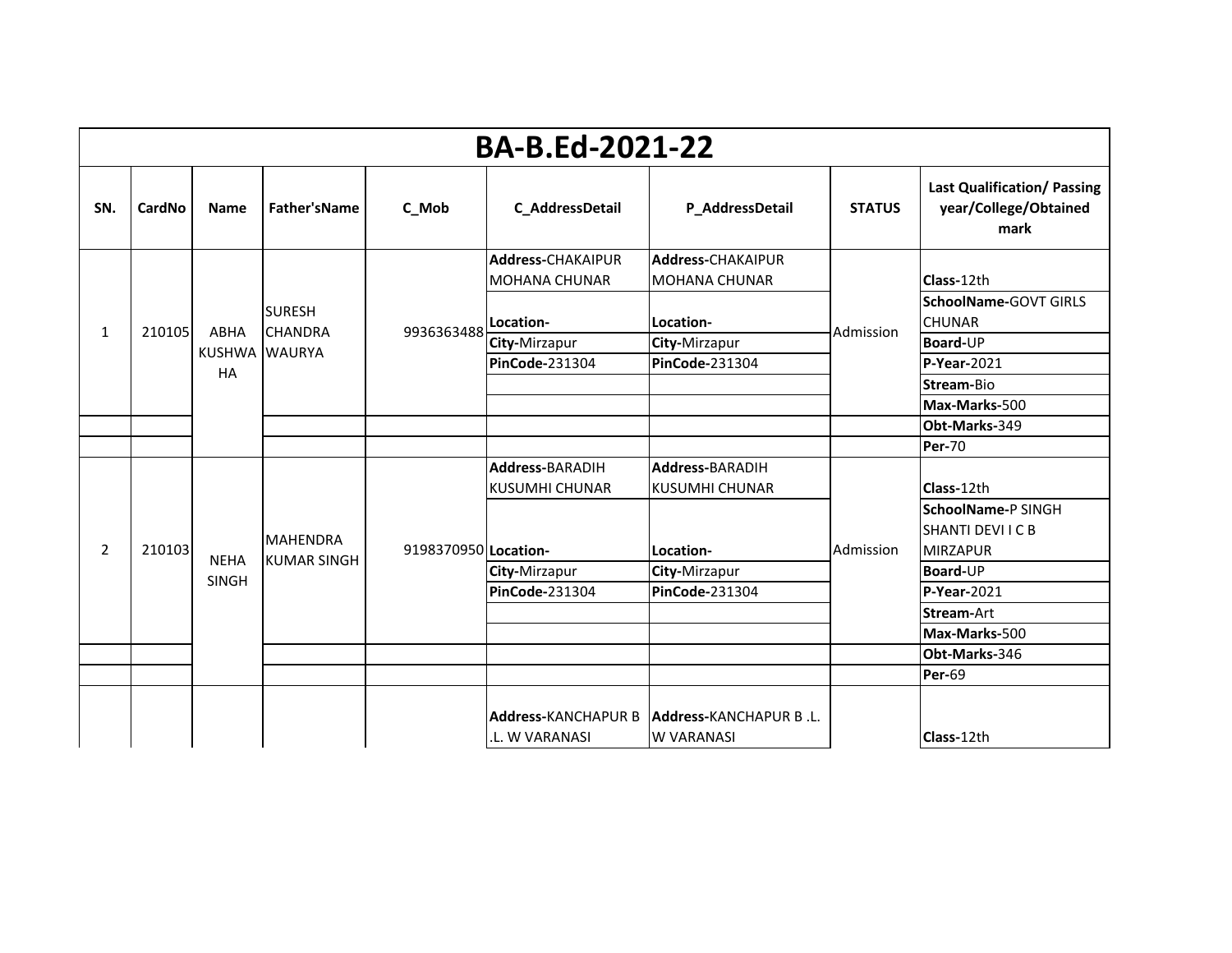# BA-B.Ed-2021-22

| SN. | CardNo | Name | Father'sName | C_Mob | C_AddressDetail | P_AddressDetail | STATUS | Last Qualification/ Passing year/College/Obtained mark |
|---|---|---|---|---|---|---|---|---|
| 1 | 210105 | ABHA KUSHWAHA | SURESH CHANDRA WAURYA | 9936363488 | **Address-**CHAKAIPUR MOHANA CHUNAR | **Address-**CHAKAIPUR MOHANA CHUNAR | Admission | **Class-**12th |
| | | | | | **Location-** | **Location-** | | **SchoolName-**GOVT GIRLS CHUNAR |
| | | | | | **City-**Mirzapur | **City-**Mirzapur | | **Board-**UP |
| | | | | | **PinCode-**231304 | **PinCode-**231304 | | **P-Year-**2021 |
| | | | | | | | | **Stream-**Bio |
| | | | | | | | | **Max-Marks-**500 |
| | | | | | | | | **Obt-Marks-**349 |
| | | | | | | | | **Per-**70 |
| 2 | 210103 | NEHA SINGH | MAHENDRA KUMAR SINGH | 9198370950 | **Address-**BARADIH KUSUMHI CHUNAR | **Address-**BARADIH KUSUMHI CHUNAR | Admission | **Class-**12th |
| | | | | | **Location-** | **Location-** | | **SchoolName-**P SINGH SHANTI DEVI I C B MIRZAPUR |
| | | | | | **City-**Mirzapur | **City-**Mirzapur | | **Board-**UP |
| | | | | | **PinCode-**231304 | **PinCode-**231304 | | **P-Year-**2021 |
| | | | | | | | | **Stream-**Art |
| | | | | | | | | **Max-Marks-**500 |
| | | | | | | | | **Obt-Marks-**346 |
| | | | | | | | | **Per-**69 |
| | | | | | **Address-**KANCHAPUR B .L. W VARANASI | **Address-**KANCHAPUR B .L. W VARANASI | | **Class-**12th |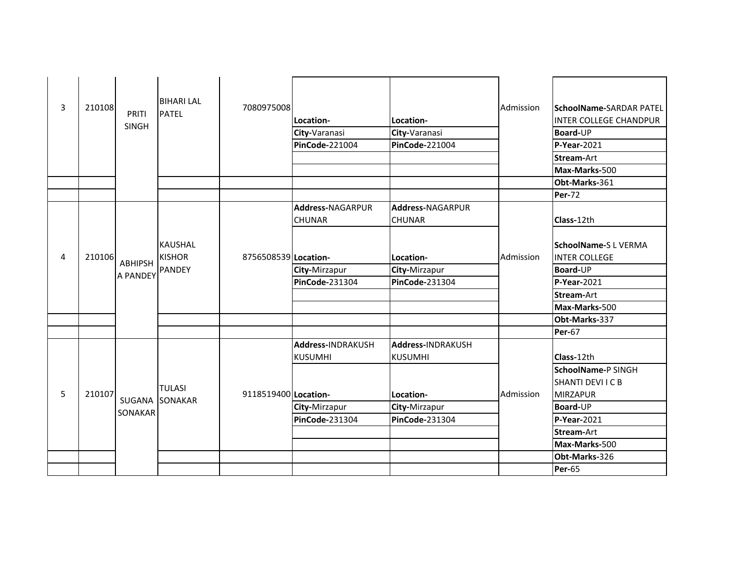| | | | | | | | | |
|---|---|---|---|---|---|---|---|---|
| 3 | 210108 | PRITI SINGH | BIHARI LAL PATEL | 7080975008 | **Location-** | **Location-** | Admission | **SchoolName-**SARDAR PATEL INTER COLLEGE CHANDPUR |
| | | | | | **City-**Varanasi | **City-**Varanasi | | **Board-**UP |
| | | | | | **PinCode-**221004 | **PinCode-**221004 | | **P-Year-**2021 |
| | | | | | | | | **Stream-**Art |
| | | | | | | | | **Max-Marks-**500 |
| | | | | | | | | **Obt-Marks-**361 |
| | | | | | | | | **Per-**72 |
| | | | | | **Address-**NAGARPUR CHUNAR | **Address-**NAGARPUR CHUNAR | | **Class-**12th |
| 4 | 210106 | ABHIPSH A PANDEY | KAUSHAL KISHOR PANDEY | 8756508539 | **Location-** | **Location-** | Admission | **SchoolName-**S L VERMA INTER COLLEGE |
| | | | | | **City-**Mirzapur | **City-**Mirzapur | | **Board-**UP |
| | | | | | **PinCode-**231304 | **PinCode-**231304 | | **P-Year-**2021 |
| | | | | | | | | **Stream-**Art |
| | | | | | | | | **Max-Marks-**500 |
| | | | | | | | | **Obt-Marks-**337 |
| | | | | | | | | **Per-**67 |
| | | | | | **Address-**INDRAKUSH KUSUMHI | **Address-**INDRAKUSH KUSUMHI | | **Class-**12th |
| 5 | 210107 | SUGANA SONAKAR | TULASI SONAKAR | 9118519400 | **Location-** | **Location-** | Admission | **SchoolName-**P SINGH SHANTI DEVI I C B MIRZAPUR |
| | | | | | **City-**Mirzapur | **City-**Mirzapur | | **Board-**UP |
| | | | | | **PinCode-**231304 | **PinCode-**231304 | | **P-Year-**2021 |
| | | | | | | | | **Stream-**Art |
| | | | | | | | | **Max-Marks-**500 |
| | | | | | | | | **Obt-Marks-**326 |
| | | | | | | | | **Per-**65 |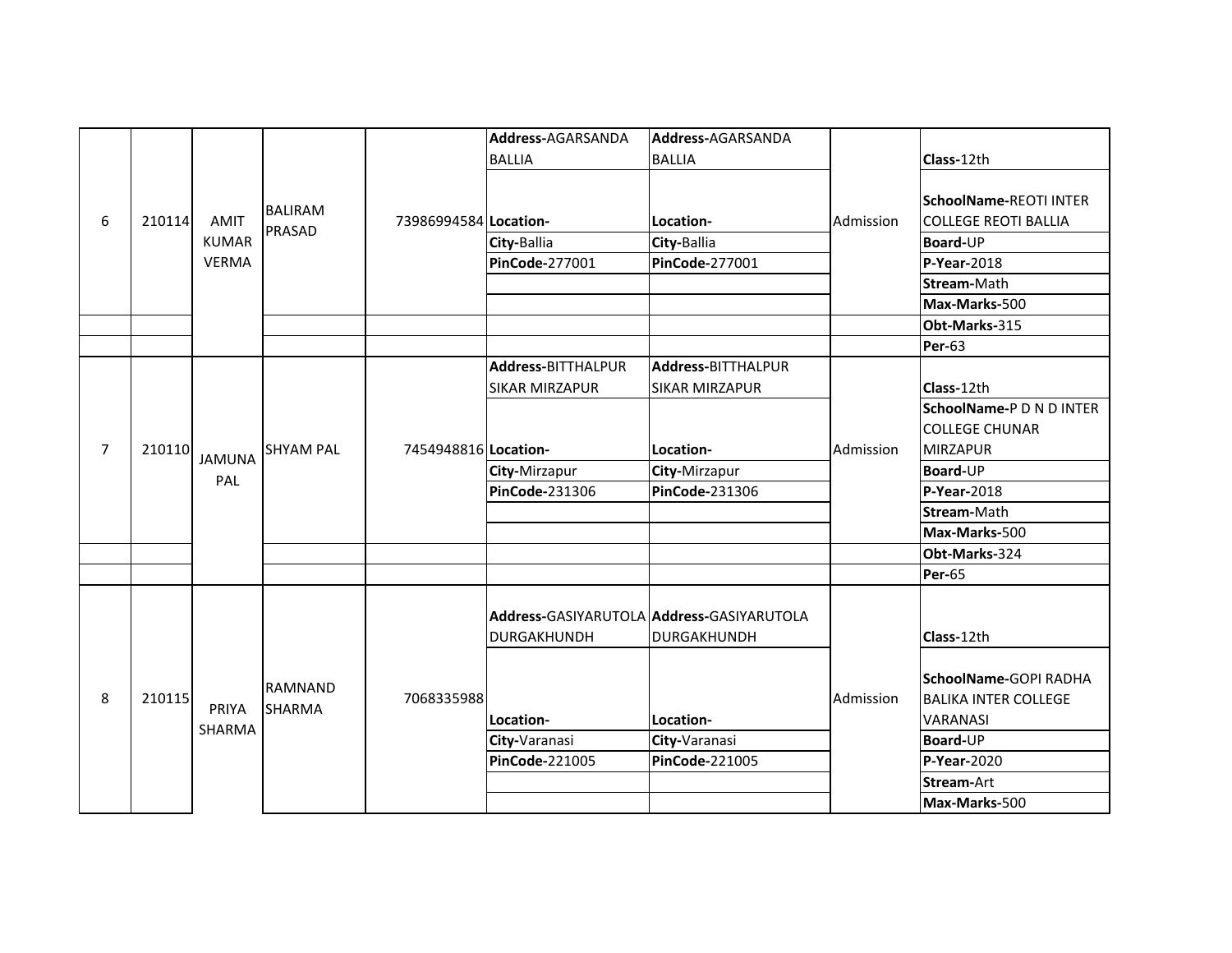| | | | | | | | | |
|---|---|---|---|---|---|---|---|---|
| 6 | 210114 | AMIT KUMAR VERMA | BALIRAM PRASAD | 73986994584 | **Address-**AGARSANDA BALLIA | **Address-**AGARSANDA BALLIA | Admission | **Class-**12th |
| | | | | | **Location-** | **Location-** | | **SchoolName-**REOTI INTER COLLEGE REOTI BALLIA |
| | | | | | **City-**Ballia | **City-**Ballia | | **Board-**UP |
| | | | | | **PinCode-**277001 | **PinCode-**277001 | | **P-Year-**2018 |
| | | | | | | | | **Stream-**Math |
| | | | | | | | | **Max-Marks-**500 |
| | | | | | | | | **Obt-Marks-**315 |
| | | | | | | | | **Per-**63 |
| 7 | 210110 | JAMUNA PAL | SHYAM PAL | 7454948816 | **Address-**BITTHALPUR SIKAR MIRZAPUR | **Address-**BITTHALPUR SIKAR MIRZAPUR | Admission | **Class-**12th |
| | | | | | **Location-** | **Location-** | | **SchoolName-**P D N D INTER COLLEGE CHUNAR MIRZAPUR |
| | | | | | **City-**Mirzapur | **City-**Mirzapur | | **Board-**UP |
| | | | | | **PinCode-**231306 | **PinCode-**231306 | | **P-Year-**2018 |
| | | | | | | | | **Stream-**Math |
| | | | | | | | | **Max-Marks-**500 |
| | | | | | | | | **Obt-Marks-**324 |
| | | | | | | | | **Per-**65 |
| 8 | 210115 | PRIYA SHARMA | RAMNAND SHARMA | 7068335988 | **Address-**GASIYARUTOLA DURGAKHUNDH | **Address-**GASIYARUTOLA DURGAKHUNDH | Admission | **Class-**12th |
| | | | | | **Location-** | **Location-** | | **SchoolName-**GOPI RADHA BALIKA INTER COLLEGE VARANASI |
| | | | | | **City-**Varanasi | **City-**Varanasi | | **Board-**UP |
| | | | | | **PinCode-**221005 | **PinCode-**221005 | | **P-Year-**2020 |
| | | | | | | | | **Stream-**Art |
| | | | | | | | | **Max-Marks-**500 |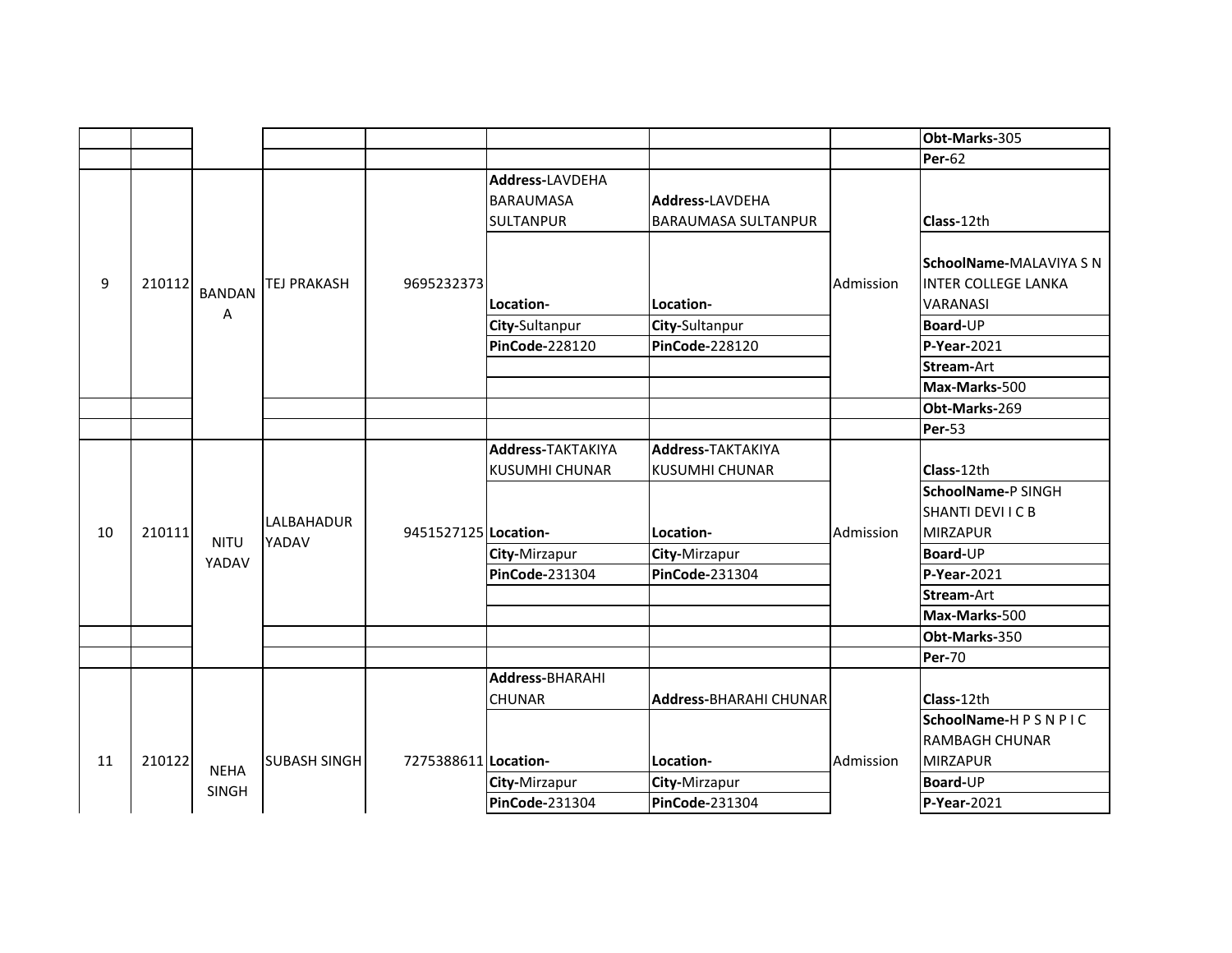| | | | | | | | | |
|---|---|---|---|---|---|---|---|---|
| | | | | | | | | **Obt-Marks-**305 |
| | | | | | | | | **Per-**62 |
| 9 | 210112 | BANDANA | TEJ PRAKASH | 9695232373 | **Address-**LAVDEHA BARAUMASA SULTANPUR | **Address-**LAVDEHA BARAUMASA SULTANPUR | Admission | **Class-**12th |
| | | | | | **Location-** | **Location-** | | **SchoolName-**MALAVIYA S N INTER COLLEGE LANKA VARANASI |
| | | | | | **City-**Sultanpur | **City-**Sultanpur | | **Board-**UP |
| | | | | | **PinCode-**228120 | **PinCode-**228120 | | **P-Year-**2021 |
| | | | | | | | | **Stream-**Art |
| | | | | | | | | **Max-Marks-**500 |
| | | | | | | | | **Obt-Marks-**269 |
| | | | | | | | | **Per-**53 |
| 10 | 210111 | NITU YADAV | LALBAHADUR YADAV | 9451527125 | **Address-**TAKTAKIYA KUSUMHI CHUNAR | **Address-**TAKTAKIYA KUSUMHI CHUNAR | Admission | **Class-**12th |
| | | | | | **Location-** | **Location-** | | **SchoolName-**P SINGH SHANTI DEVI I C B MIRZAPUR |
| | | | | | **City-**Mirzapur | **City-**Mirzapur | | **Board-**UP |
| | | | | | **PinCode-**231304 | **PinCode-**231304 | | **P-Year-**2021 |
| | | | | | | | | **Stream-**Art |
| | | | | | | | | **Max-Marks-**500 |
| | | | | | | | | **Obt-Marks-**350 |
| | | | | | | | | **Per-**70 |
| 11 | 210122 | NEHA SINGH | SUBASH SINGH | 7275388611 | **Address-**BHARAHI CHUNAR | **Address-**BHARAHI CHUNAR | Admission | **Class-**12th |
| | | | | | **Location-** | **Location-** | | **SchoolName-**H P S N P I C RAMBAGH CHUNAR MIRZAPUR |
| | | | | | **City-**Mirzapur | **City-**Mirzapur | | **Board-**UP |
| | | | | | **PinCode-**231304 | **PinCode-**231304 | | **P-Year-**2021 |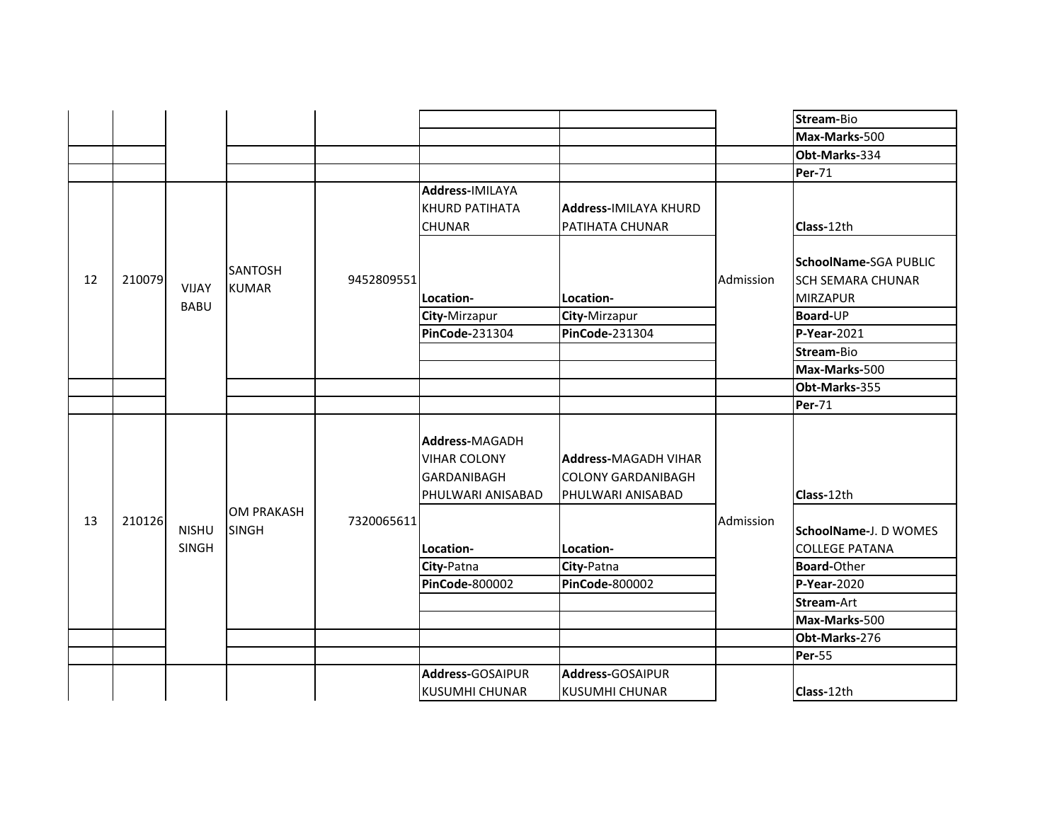| | | | | | | | | |
|---|---|---|---|---|---|---|---|---|
| | | | | | | | | **Stream-**Bio |
| | | | | | | | | **Max-Marks-**500 |
| | | | | | | | | **Obt-Marks-**334 |
| | | | | | | | | **Per-**71 |
| 12 | 210079 | VIJAY BABU | SANTOSH KUMAR | 9452809551 | **Address-**IMILAYA KHURD PATIHATA CHUNAR | **Address-**IMILAYA KHURD PATIHATA CHUNAR | Admission | **Class-**12th |
| | | | | | **Location-** | **Location-** | | **SchoolName-**SGA PUBLIC SCH SEMARA CHUNAR MIRZAPUR |
| | | | | | **City-**Mirzapur | **City-**Mirzapur | | **Board-**UP |
| | | | | | **PinCode-**231304 | **PinCode-**231304 | | **P-Year-**2021 |
| | | | | | | | | **Stream-**Bio |
| | | | | | | | | **Max-Marks-**500 |
| | | | | | | | | **Obt-Marks-**355 |
| | | | | | | | | **Per-**71 |
| 13 | 210126 | NISHU SINGH | OM PRAKASH SINGH | 7320065611 | **Address-**MAGADH VIHAR COLONY GARDANIBAGH PHULWARI ANISABAD | **Address-**MAGADH VIHAR COLONY GARDANIBAGH PHULWARI ANISABAD | Admission | **Class-**12th |
| | | | | | **Location-** | **Location-** | | **SchoolName-**J. D WOMES COLLEGE PATANA |
| | | | | | **City-**Patna | **City-**Patna | | **Board-**Other |
| | | | | | **PinCode-**800002 | **PinCode-**800002 | | **P-Year-**2020 |
| | | | | | | | | **Stream-**Art |
| | | | | | | | | **Max-Marks-**500 |
| | | | | | | | | **Obt-Marks-**276 |
| | | | | | | | | **Per-**55 |
| | | | | | **Address-**GOSAIPUR KUSUMHI CHUNAR | **Address-**GOSAIPUR KUSUMHI CHUNAR | | **Class-**12th |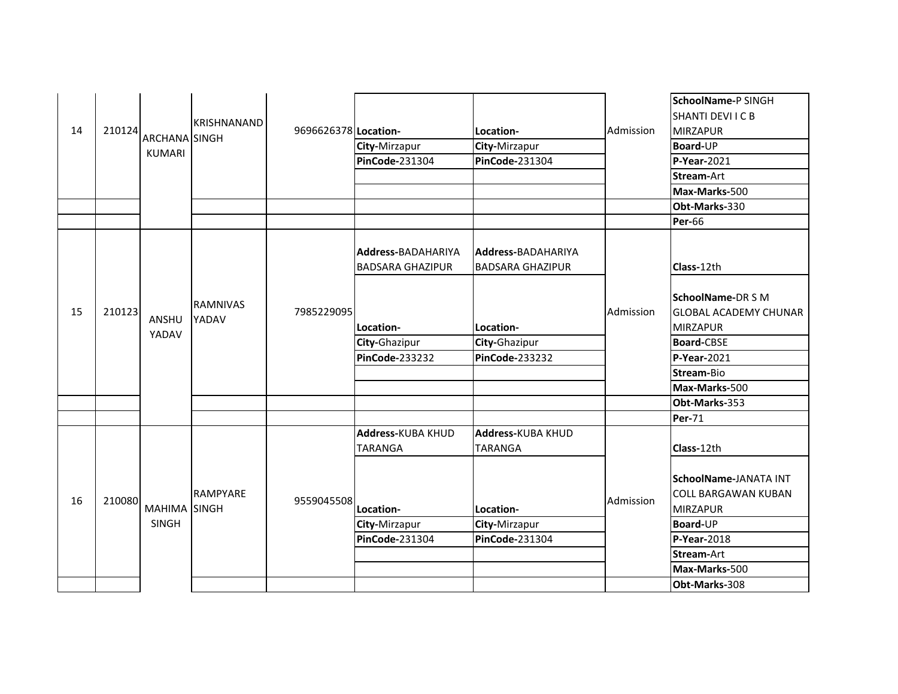| | | | | | | | | |
|---|---|---|---|---|---|---|---|---|
| 14 | 210124 | ARCHANA KUMARI | KRISHNANAND SINGH | 9696626378 | **Location-** | **Location-** | Admission | **SchoolName-**P SINGH SHANTI DEVI I C B MIRZAPUR |
| | | | | | **City-**Mirzapur | **City-**Mirzapur | | **Board-**UP |
| | | | | | **PinCode-**231304 | **PinCode-**231304 | | **P-Year-**2021 |
| | | | | | | | | **Stream-**Art |
| | | | | | | | | **Max-Marks-**500 |
| | | | | | | | | **Obt-Marks-**330 |
| | | | | | | | | **Per-**66 |
| 15 | 210123 | ANSHU YADAV | RAMNIVAS YADAV | 7985229095 | **Address-**BADAHARIYA BADSARA GHAZIPUR | **Address-**BADAHARIYA BADSARA GHAZIPUR | Admission | **Class-**12th |
| | | | | | **Location-** | **Location-** | | **SchoolName-**DR S M GLOBAL ACADEMY CHUNAR MIRZAPUR |
| | | | | | **City-**Ghazipur | **City-**Ghazipur | | **Board-**CBSE |
| | | | | | **PinCode-**233232 | **PinCode-**233232 | | **P-Year-**2021 |
| | | | | | | | | **Stream-**Bio |
| | | | | | | | | **Max-Marks-**500 |
| | | | | | | | | **Obt-Marks-**353 |
| | | | | | | | | **Per-**71 |
| 16 | 210080 | MAHIMA SINGH | RAMPYARE SINGH | 9559045508 | **Address-**KUBA KHUD TARANGA | **Address-**KUBA KHUD TARANGA | Admission | **Class-**12th |
| | | | | | **Location-** | **Location-** | | **SchoolName-**JANATA INT COLL BARGAWAN KUBAN MIRZAPUR |
| | | | | | **City-**Mirzapur | **City-**Mirzapur | | **Board-**UP |
| | | | | | **PinCode-**231304 | **PinCode-**231304 | | **P-Year-**2018 |
| | | | | | | | | **Stream-**Art |
| | | | | | | | | **Max-Marks-**500 |
| | | | | | | | | **Obt-Marks-**308 |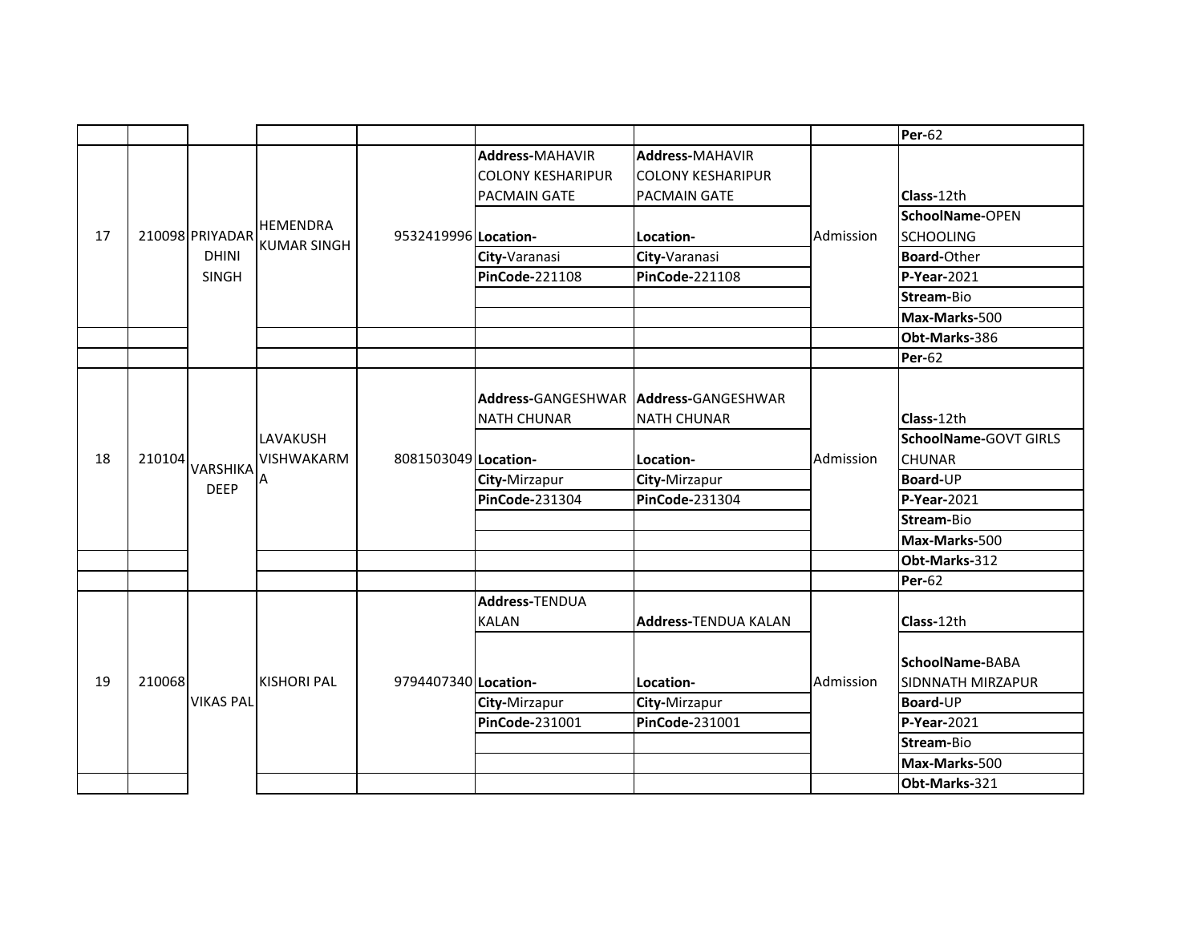| | | | | | | | | |
|---|---|---|---|---|---|---|---|---|
| | | | | | | | | **Per-**62 |
| 17 | 210098 | PRIYADARDHINI SINGH | HEMENDRA KUMAR SINGH | 9532419996 | **Address-**MAHAVIR COLONY KESHARIPUR PACMAIN GATE | **Address-**MAHAVIR COLONY KESHARIPUR PACMAIN GATE | Admission | **Class-**12th |
| | | | | | **Location-** | **Location-** | | **SchoolName-**OPEN SCHOOLING |
| | | | | | **City-**Varanasi | **City-**Varanasi | | **Board-**Other |
| | | | | | **PinCode-**221108 | **PinCode-**221108 | | **P-Year-**2021 |
| | | | | | | | | **Stream-**Bio |
| | | | | | | | | **Max-Marks-**500 |
| | | | | | | | | **Obt-Marks-**386 |
| | | | | | | | | **Per-**62 |
| 18 | 210104 | VARSHIKA DEEP | LAVAKUSH VISHWAKARMA | 8081503049 | **Address-**GANGESHWAR NATH CHUNAR | **Address-**GANGESHWAR NATH CHUNAR | Admission | **Class-**12th |
| | | | | | **Location-** | **Location-** | | **SchoolName-**GOVT GIRLS CHUNAR |
| | | | | | **City-**Mirzapur | **City-**Mirzapur | | **Board-**UP |
| | | | | | **PinCode-**231304 | **PinCode-**231304 | | **P-Year-**2021 |
| | | | | | | | | **Stream-**Bio |
| | | | | | | | | **Max-Marks-**500 |
| | | | | | | | | **Obt-Marks-**312 |
| | | | | | | | | **Per-**62 |
| 19 | 210068 | VIKAS PAL | KISHORI PAL | 9794407340 | **Address-**TENDUA KALAN | **Address-**TENDUA KALAN | Admission | **Class-**12th |
| | | | | | **Location-** | **Location-** | | **SchoolName-**BABA SIDNNATH MIRZAPUR |
| | | | | | **City-**Mirzapur | **City-**Mirzapur | | **Board-**UP |
| | | | | | **PinCode-**231001 | **PinCode-**231001 | | **P-Year-**2021 |
| | | | | | | | | **Stream-**Bio |
| | | | | | | | | **Max-Marks-**500 |
| | | | | | | | | **Obt-Marks-**321 |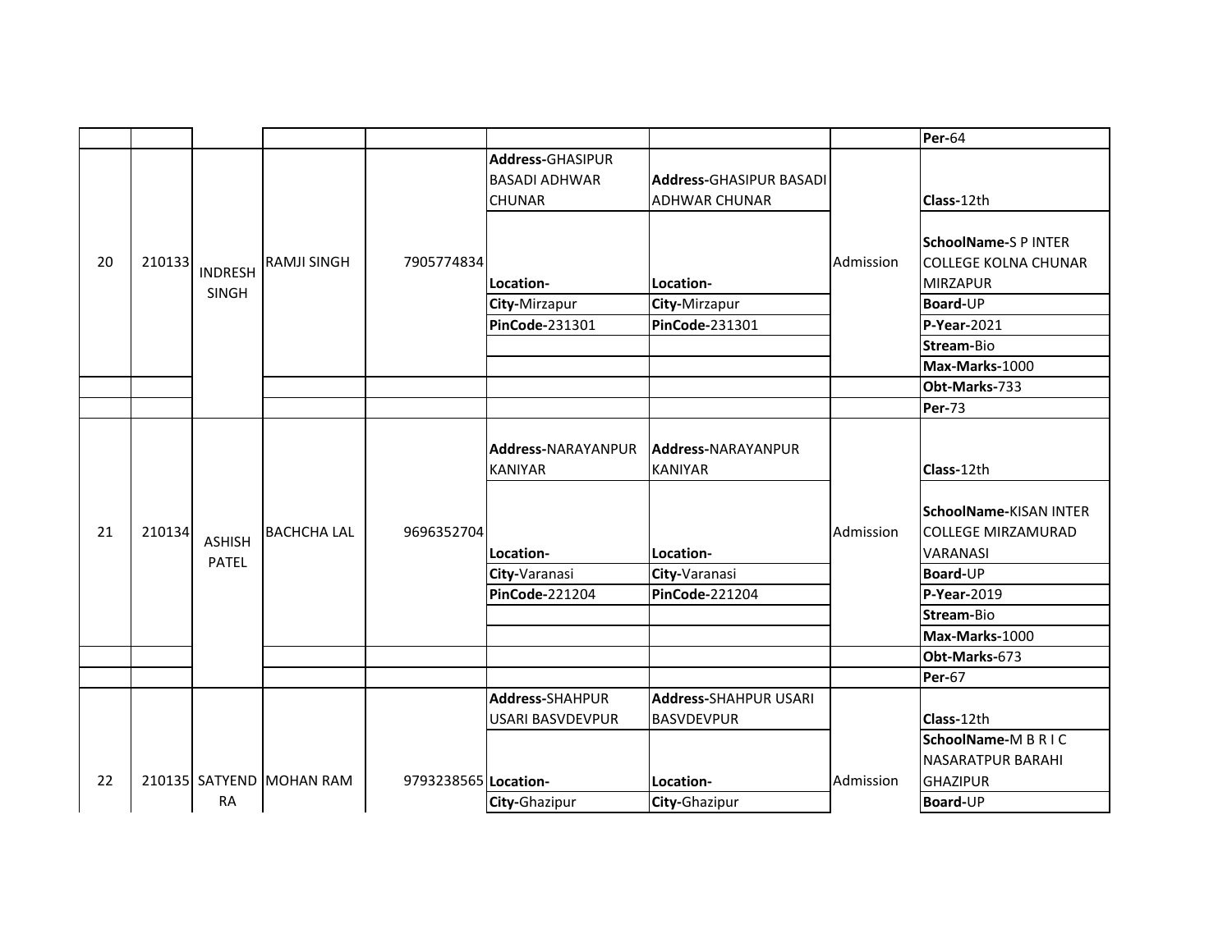| | | | | | | | | |
|---|---|---|---|---|---|---|---|---|
| | | | | | | | | **Per-**64 |
| 20 | 210133 | INDRESH SINGH | RAMJI SINGH | 7905774834 | **Address-**GHASIPUR BASADI ADHWAR CHUNAR | **Address-**GHASIPUR BASADI ADHWAR CHUNAR | Admission | **Class-**12th |
| | | | | | **Location-** | **Location-** | | **SchoolName-**S P INTER COLLEGE KOLNA CHUNAR MIRZAPUR |
| | | | | | **City-**Mirzapur | **City-**Mirzapur | | **Board-**UP |
| | | | | | **PinCode-**231301 | **PinCode-**231301 | | **P-Year-**2021 |
| | | | | | | | | **Stream-**Bio |
| | | | | | | | | **Max-Marks-**1000 |
| | | | | | | | | **Obt-Marks-**733 |
| | | | | | | | | **Per-**73 |
| 21 | 210134 | ASHISH PATEL | BACHCHA LAL | 9696352704 | **Address-**NARAYANPUR KANIYAR | **Address-**NARAYANPUR KANIYAR | Admission | **Class-**12th |
| | | | | | **Location-** | **Location-** | | **SchoolName-**KISAN INTER COLLEGE MIRZAMURAD VARANASI |
| | | | | | **City-**Varanasi | **City-**Varanasi | | **Board-**UP |
| | | | | | **PinCode-**221204 | **PinCode-**221204 | | **P-Year-**2019 |
| | | | | | | | | **Stream-**Bio |
| | | | | | | | | **Max-Marks-**1000 |
| | | | | | | | | **Obt-Marks-**673 |
| | | | | | | | | **Per-**67 |
| 22 | 210135 | SATYENDRA | MOHAN RAM | 9793238565 | **Address-**SHAHPUR USARI BASVDEVPUR | **Address-**SHAHPUR USARI BASVDEVPUR | Admission | **Class-**12th |
| | | | | | **Location-** | **Location-** | | **SchoolName-**M B R I C NASARATPUR BARAHI GHAZIPUR |
| | | | | | **City-**Ghazipur | **City-**Ghazipur | | **Board-**UP |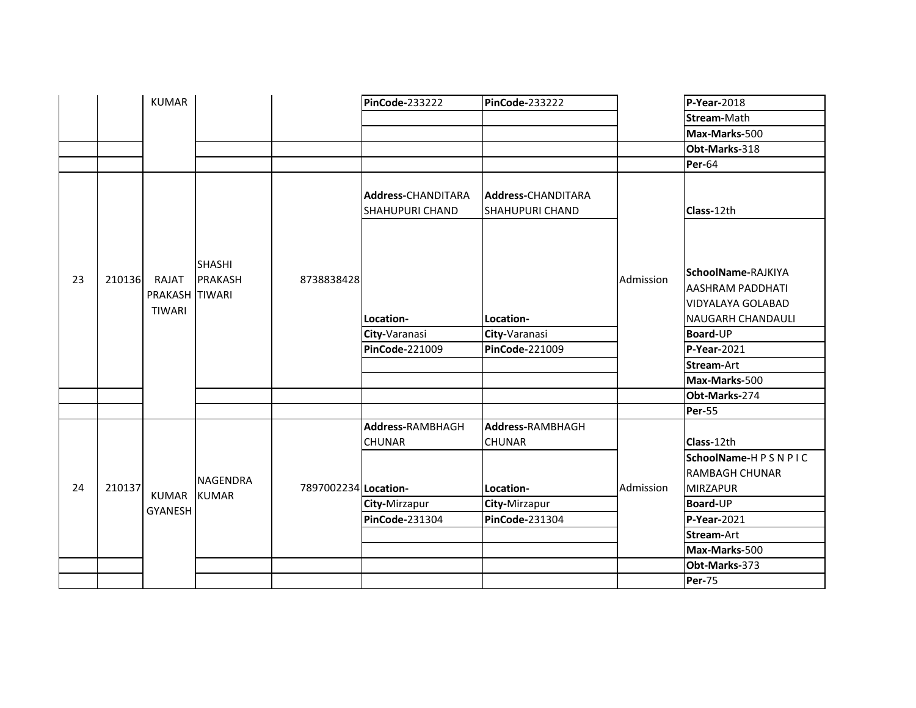| | | | | | | | | |
|---|---|---|---|---|---|---|---|---|
| | | KUMAR | | | **PinCode-**233222 | **PinCode-**233222 | | **P-Year-**2018 |
| | | | | | | | | **Stream-**Math |
| | | | | | | | | **Max-Marks-**500 |
| | | | | | | | | **Obt-Marks-**318 |
| | | | | | | | | **Per-**64 |
| 23 | 210136 | RAJAT PRAKASH TIWARI | SHASHI PRAKASH TIWARI | 8738838428 | **Address-**CHANDITARA SHAHUPURI CHAND | **Address-**CHANDITARA SHAHUPURI CHAND | Admission | **Class-**12th |
| | | | | | **Location-** | **Location-** | | **SchoolName-**RAJKIYA AASHRAM PADDHATI VIDYALAYA GOLABAD NAUGARH CHANDAULI |
| | | | | | **City-**Varanasi | **City-**Varanasi | | **Board-**UP |
| | | | | | **PinCode-**221009 | **PinCode-**221009 | | **P-Year-**2021 |
| | | | | | | | | **Stream-**Art |
| | | | | | | | | **Max-Marks-**500 |
| | | | | | | | | **Obt-Marks-**274 |
| | | | | | | | | **Per-**55 |
| 24 | 210137 | KUMAR GYANESH | NAGENDRA KUMAR | 7897002234 | **Address-**RAMBHAGH CHUNAR | **Address-**RAMBHAGH CHUNAR | Admission | **Class-**12th |
| | | | | | **Location-** | **Location-** | | **SchoolName-**H P S N P I C RAMBAGH CHUNAR MIRZAPUR |
| | | | | | **City-**Mirzapur | **City-**Mirzapur | | **Board-**UP |
| | | | | | **PinCode-**231304 | **PinCode-**231304 | | **P-Year-**2021 |
| | | | | | | | | **Stream-**Art |
| | | | | | | | | **Max-Marks-**500 |
| | | | | | | | | **Obt-Marks-**373 |
| | | | | | | | | **Per-**75 |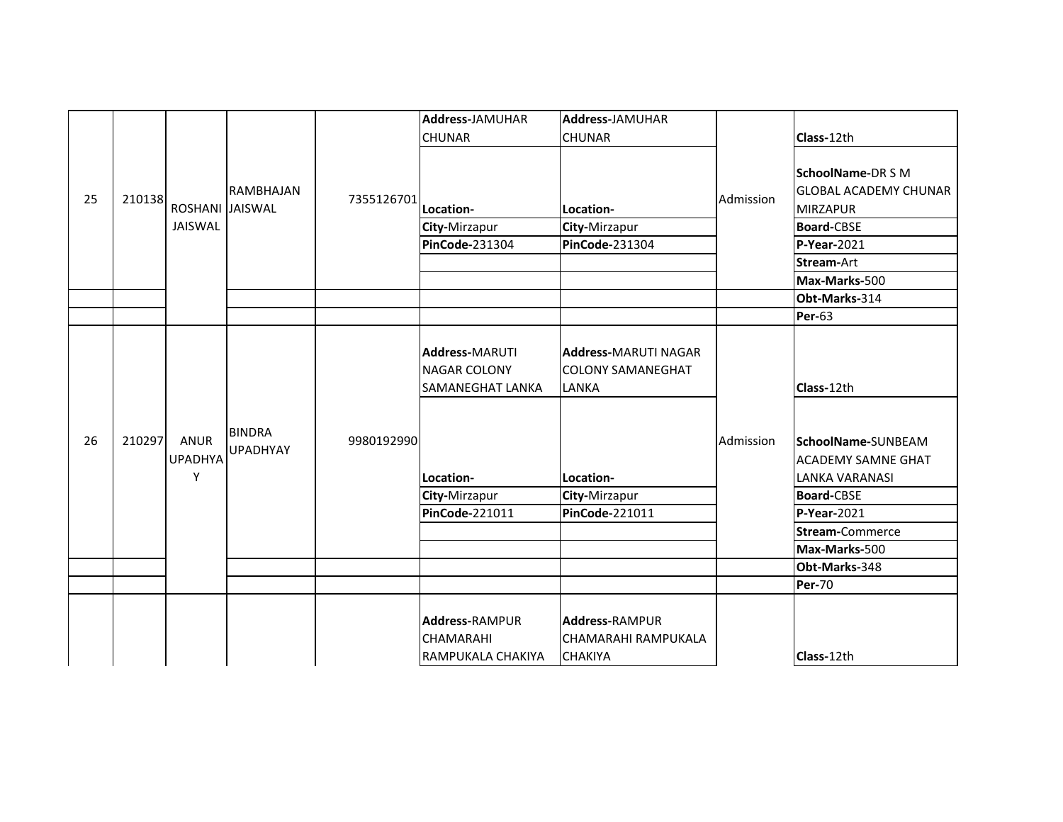| 25 | 210138 | ROSHANI JAISWAL | RAMBHAJAN JAISWAL | 7355126701 | **Address-**JAMUHAR CHUNAR | **Address-**JAMUHAR CHUNAR | Admission | **Class-**12th |
|---|---|---|---|---|---|---|---|---|
| | | | | | **Location-** | **Location-** | | **SchoolName-**DR S M GLOBAL ACADEMY CHUNAR MIRZAPUR |
| | | | | | **City-**Mirzapur | **City-**Mirzapur | | **Board-**CBSE |
| | | | | | **PinCode-**231304 | **PinCode-**231304 | | **P-Year-**2021 |
| | | | | | | | | **Stream-**Art |
| | | | | | | | | **Max-Marks-**500 |
| | | | | | | | | **Obt-Marks-**314 |
| | | | | | | | | **Per-**63 |
| 26 | 210297 | ANUR UPADHYAY | BINDRA UPADHYAY | 9980192990 | **Address-**MARUTI NAGAR COLONY SAMANEGHAT LANKA | **Address-**MARUTI NAGAR COLONY SAMANEGHAT LANKA | Admission | **Class-**12th |
| | | | | | **Location-** | **Location-** | | **SchoolName-**SUNBEAM ACADEMY SAMNE GHAT LANKA VARANASI |
| | | | | | **City-**Mirzapur | **City-**Mirzapur | | **Board-**CBSE |
| | | | | | **PinCode-**221011 | **PinCode-**221011 | | **P-Year-**2021 |
| | | | | | | | | **Stream-**Commerce |
| | | | | | | | | **Max-Marks-**500 |
| | | | | | | | | **Obt-Marks-**348 |
| | | | | | | | | **Per-**70 |
| | | | | | **Address-**RAMPUR CHAMARAHI RAMPUKALA CHAKIYA | **Address-**RAMPUR CHAMARAHI RAMPUKALA CHAKIYA | | **Class-**12th |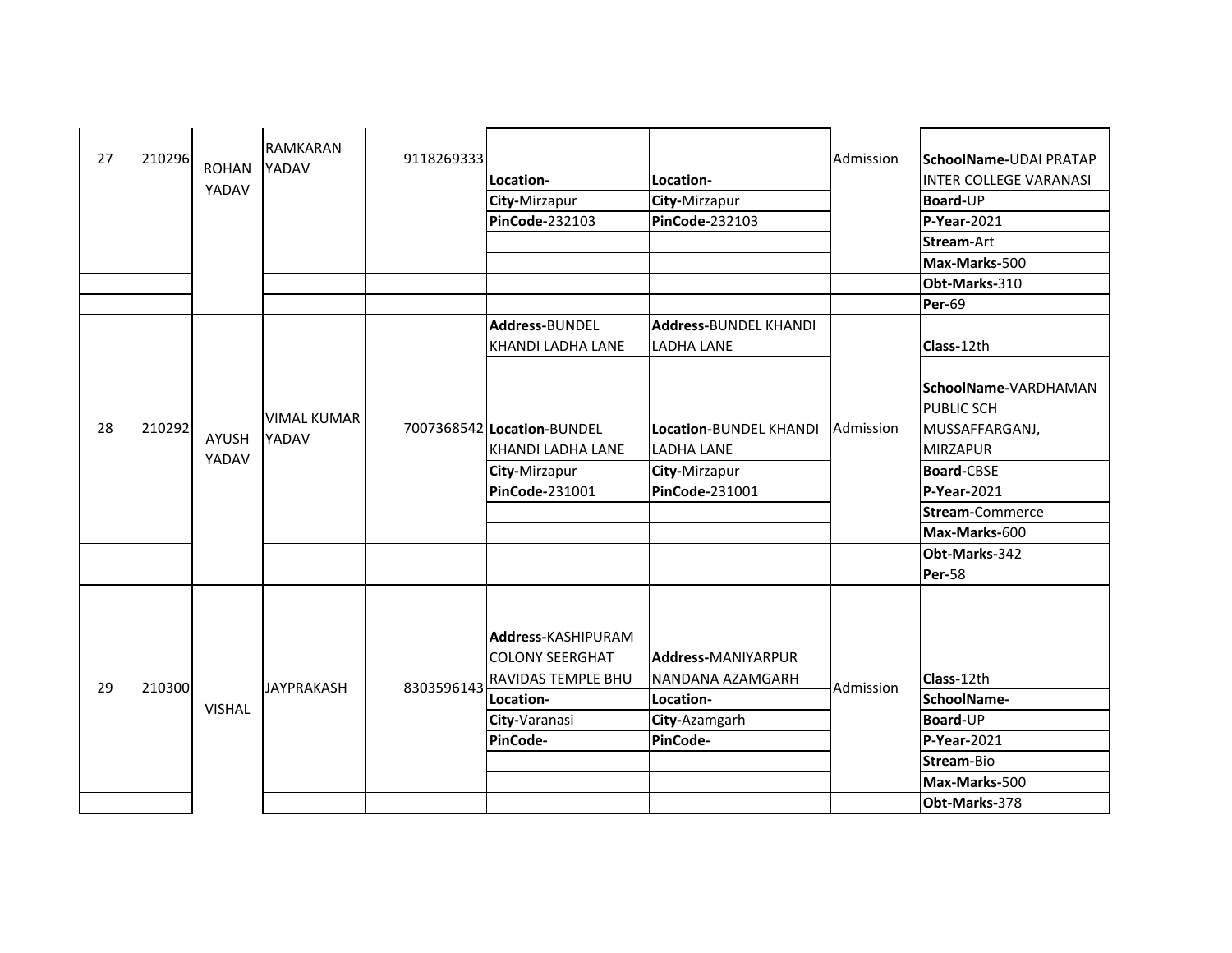| 27 | 210296 | ROHAN YADAV | RAMKARAN YADAV | 9118269333 | **Location-** | **Location-** | Admission | **SchoolName-**UDAI PRATAP INTER COLLEGE VARANASI |
|---|---|---|---|---|---|---|---|---|
| | | | | | **City-**Mirzapur | **City-**Mirzapur | | **Board-**UP |
| | | | | | **PinCode-**232103 | **PinCode-**232103 | | **P-Year-**2021 |
| | | | | | | | | **Stream-**Art |
| | | | | | | | | **Max-Marks-**500 |
| | | | | | | | | **Obt-Marks-**310 |
| | | | | | | | | **Per-**69 |
| 28 | 210292 | AYUSH YADAV | VIMAL KUMAR YADAV | 7007368542 | **Address-**BUNDEL KHANDI LADHA LANE | **Address-**BUNDEL KHANDI LADHA LANE | Admission | **Class-**12th |
| | | | | | **Location-**BUNDEL KHANDI LADHA LANE | **Location-**BUNDEL KHANDI LADHA LANE | | **SchoolName-**VARDHAMAN PUBLIC SCH MUSSAFFARGANJ, MIRZAPUR |
| | | | | | **City-**Mirzapur | **City-**Mirzapur | | **Board-**CBSE |
| | | | | | **PinCode-**231001 | **PinCode-**231001 | | **P-Year-**2021 |
| | | | | | | | | **Stream-**Commerce |
| | | | | | | | | **Max-Marks-**600 |
| | | | | | | | | **Obt-Marks-**342 |
| | | | | | | | | **Per-**58 |
| 29 | 210300 | VISHAL | JAYPRAKASH | 8303596143 | **Address-**KASHIPURAM COLONY SEERGHAT RAVIDAS TEMPLE BHU | **Address-**MANIYARPUR NANDANA AZAMGARH | Admission | **Class-**12th |
| | | | | | **Location-** | **Location-** | | **SchoolName-** |
| | | | | | **City-**Varanasi | **City-**Azamgarh | | **Board-**UP |
| | | | | | **PinCode-** | **PinCode-** | | **P-Year-**2021 |
| | | | | | | | | **Stream-**Bio |
| | | | | | | | | **Max-Marks-**500 |
| | | | | | | | | **Obt-Marks-**378 |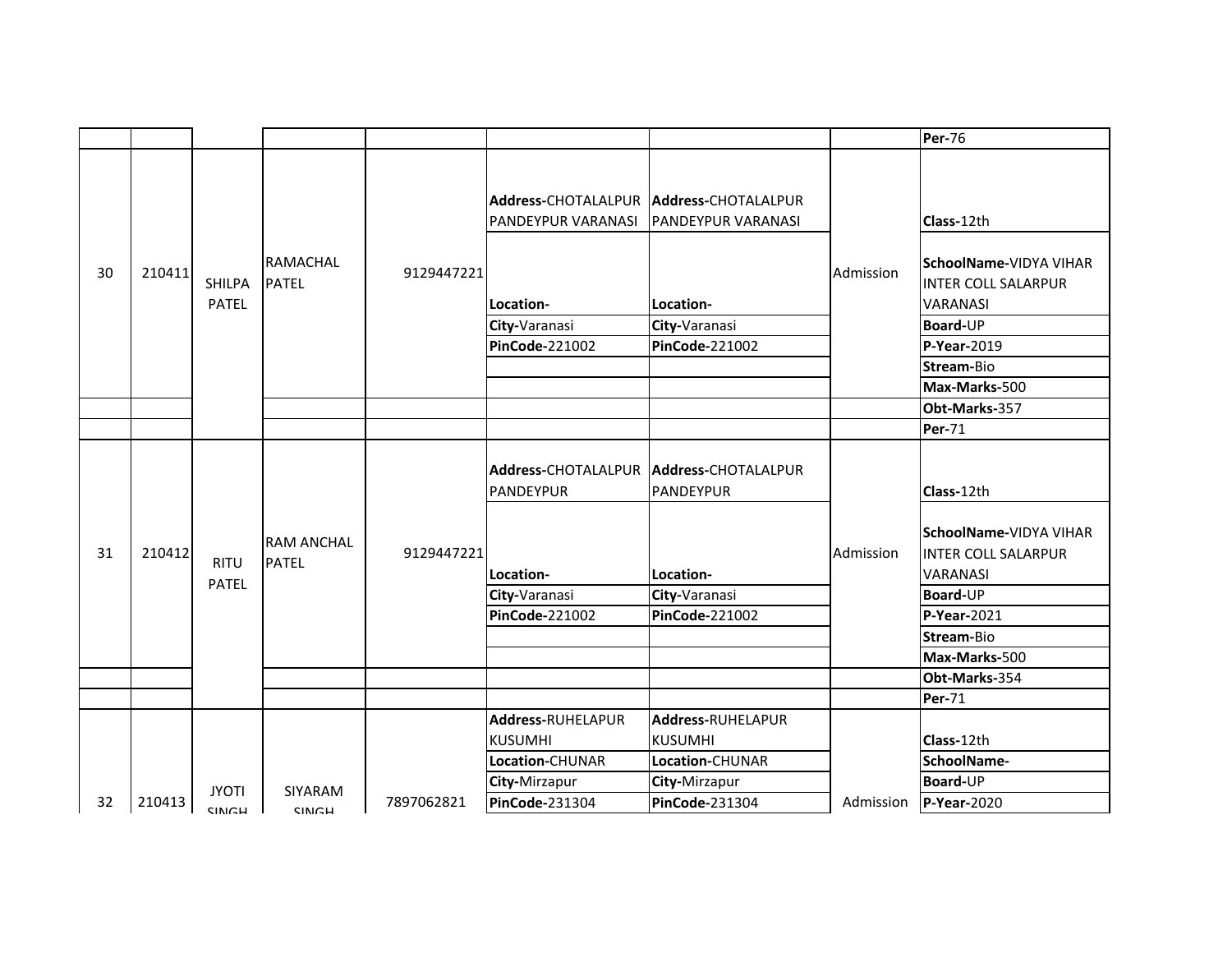| | | | | | | | | |
|---|---|---|---|---|---|---|---|---|
| | | | | | | | | **Per-**76 |
| 30 | 210411 | SHILPA PATEL | RAMACHAL PATEL | 9129447221 | **Address-**CHOTALALPUR PANDEYPUR VARANASI | **Address-**CHOTALALPUR PANDEYPUR VARANASI | Admission | **Class-**12th |
| | | | | | **Location-** | **Location-** | | **SchoolName-**VIDYA VIHAR INTER COLL SALARPUR VARANASI |
| | | | | | **City-**Varanasi | **City-**Varanasi | | **Board-**UP |
| | | | | | **PinCode-**221002 | **PinCode-**221002 | | **P-Year-**2019 |
| | | | | | | | | **Stream-**Bio |
| | | | | | | | | **Max-Marks-**500 |
| | | | | | | | | **Obt-Marks-**357 |
| | | | | | | | | **Per-**71 |
| 31 | 210412 | RITU PATEL | RAM ANCHAL PATEL | 9129447221 | **Address-**CHOTALALPUR PANDEYPUR | **Address-**CHOTALALPUR PANDEYPUR | Admission | **Class-**12th |
| | | | | | **Location-** | **Location-** | | **SchoolName-**VIDYA VIHAR INTER COLL SALARPUR VARANASI |
| | | | | | **City-**Varanasi | **City-**Varanasi | | **Board-**UP |
| | | | | | **PinCode-**221002 | **PinCode-**221002 | | **P-Year-**2021 |
| | | | | | | | | **Stream-**Bio |
| | | | | | | | | **Max-Marks-**500 |
| | | | | | | | | **Obt-Marks-**354 |
| | | | | | | | | **Per-**71 |
| 32 | 210413 | JYOTI SINGH | SIYARAM SINGH | 7897062821 | **Address-**RUHELAPUR KUSUMHI | **Address-**RUHELAPUR KUSUMHI | Admission | **Class-**12th |
| | | | | | **Location-**CHUNAR | **Location-**CHUNAR | | **SchoolName-** |
| | | | | | **City-**Mirzapur | **City-**Mirzapur | | **Board-**UP |
| | | | | | **PinCode-**231304 | **PinCode-**231304 | | **P-Year-**2020 |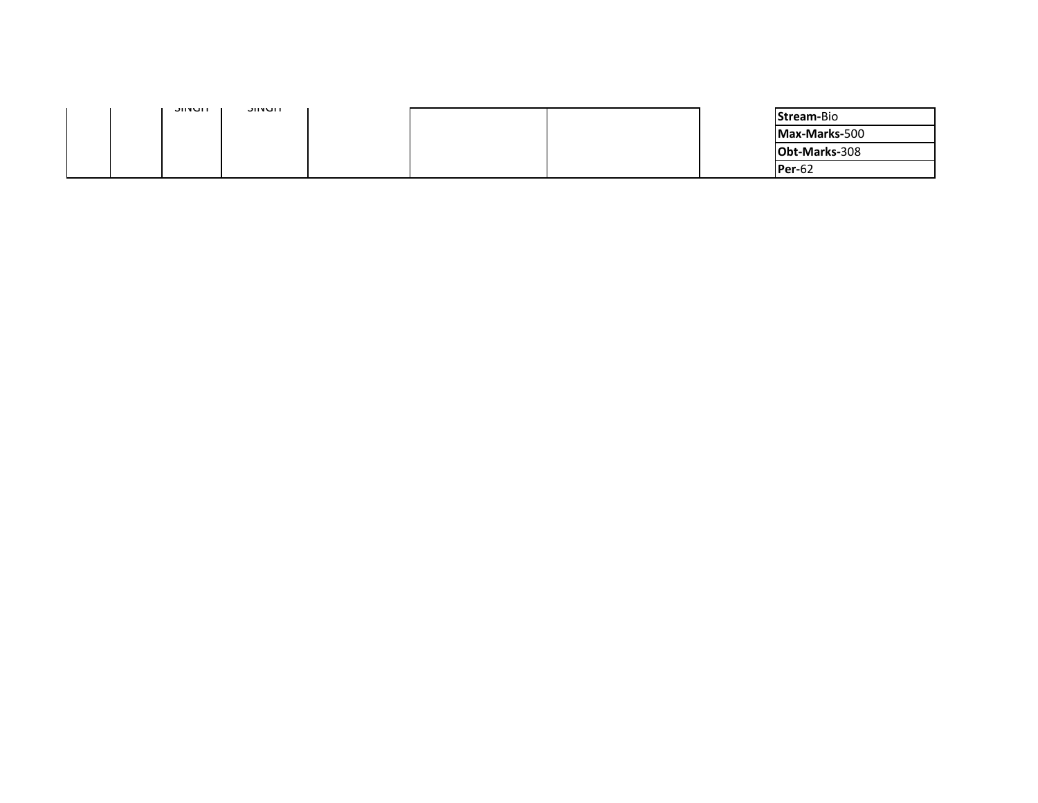| | | | | | | | | |
|---|---|---|---|---|---|---|---|---|
| | | SINGH | SINGH | | | | | **Stream-**Bio<br>**Max-Marks-**500<br>**Obt-Marks-**308<br>**Per-**62 |